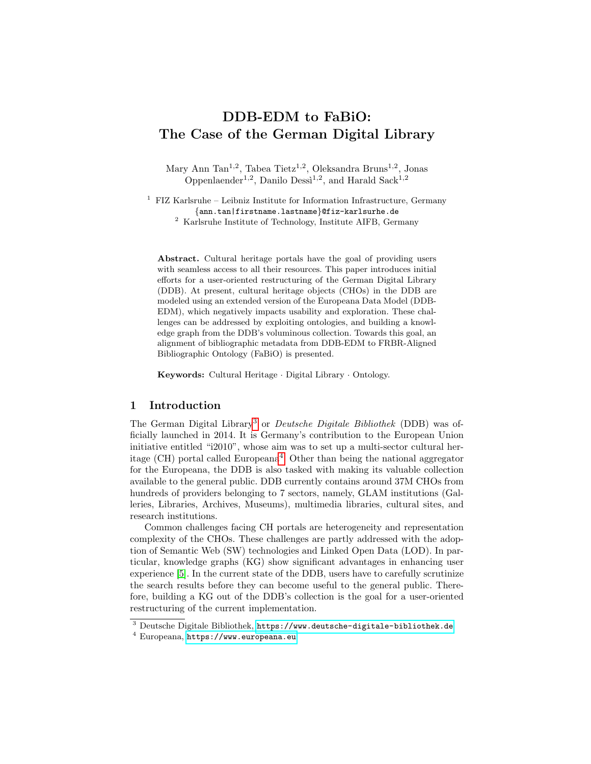# DDB-EDM to FaBiO: The Case of the German Digital Library

Mary Ann Tan[1,2], Tabea Tietz[1,2], Oleksandra Bruns[1,2], Jonas Oppenlaender[1,2], Danilo Dessì[1,2], and Harald Sack[1,2]

[1] FIZ Karlsruhe – Leibniz Institute for Information Infrastructure, Germany
{ann.tan|firstname.lastname}@fiz-karlsruhe.de
[2] Karlsruhe Institute of Technology, Institute AIFB, Germany

**Abstract.** Cultural heritage portals have the goal of providing users with seamless access to all their resources. This paper introduces initial efforts for a user-oriented restructuring of the German Digital Library (DDB). At present, cultural heritage objects (CHOs) in the DDB are modeled using an extended version of the Europeana Data Model (DDB-EDM), which negatively impacts usability and exploration. These challenges can be addressed by exploiting ontologies, and building a knowledge graph from the DDB's voluminous collection. Towards this goal, an alignment of bibliographic metadata from DDB-EDM to FRBR-Aligned Bibliographic Ontology (FaBiO) is presented.

**Keywords:** Cultural Heritage · Digital Library · Ontology.

## 1 Introduction

The German Digital Library[3] or *Deutsche Digitale Bibliothek* (DDB) was officially launched in 2014. It is Germany's contribution to the European Union initiative entitled "i2010", whose aim was to set up a multi-sector cultural heritage (CH) portal called Europeana[4]. Other than being the national aggregator for the Europeana, the DDB is also tasked with making its valuable collection available to the general public. DDB currently contains around 37M CHOs from hundreds of providers belonging to 7 sectors, namely, GLAM institutions (Galleries, Libraries, Archives, Museums), multimedia libraries, cultural sites, and research institutions.

Common challenges facing CH portals are heterogeneity and representation complexity of the CHOs. These challenges are partly addressed with the adoption of Semantic Web (SW) technologies and Linked Open Data (LOD). In particular, knowledge graphs (KG) show significant advantages in enhancing user experience [5]. In the current state of the DDB, users have to carefully scrutinize the search results before they can become useful to the general public. Therefore, building a KG out of the DDB's collection is the goal for a user-oriented restructuring of the current implementation.

[3] Deutsche Digitale Bibliothek, https://www.deutsche-digitale-bibliothek.de
[4] Europeana, https://www.europeana.eu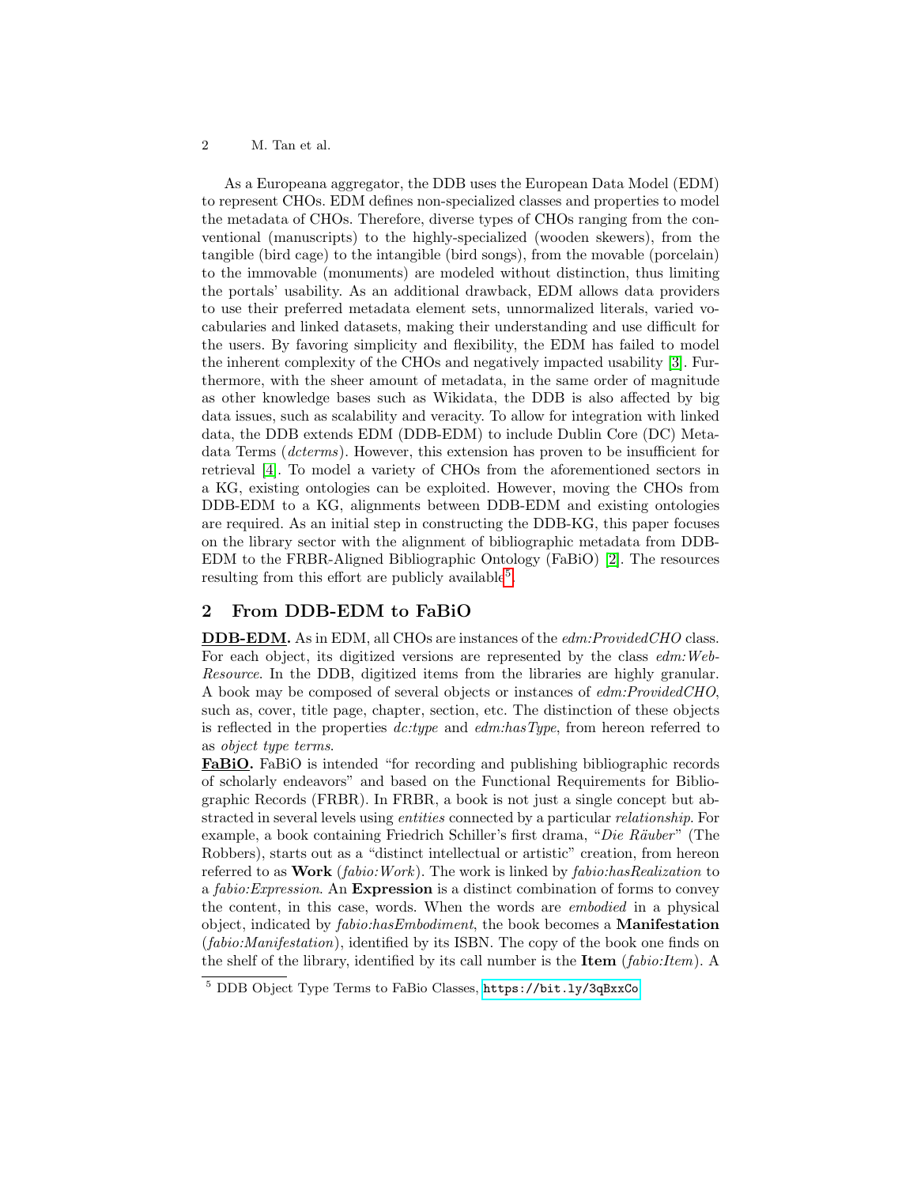As a Europeana aggregator, the DDB uses the European Data Model (EDM) to represent CHOs. EDM defines non-specialized classes and properties to model the metadata of CHOs. Therefore, diverse types of CHOs ranging from the conventional (manuscripts) to the highly-specialized (wooden skewers), from the tangible (bird cage) to the intangible (bird songs), from the movable (porcelain) to the immovable (monuments) are modeled without distinction, thus limiting the portals' usability. As an additional drawback, EDM allows data providers to use their preferred metadata element sets, unnormalized literals, varied vocabularies and linked datasets, making their understanding and use difficult for the users. By favoring simplicity and flexibility, the EDM has failed to model the inherent complexity of the CHOs and negatively impacted usability [3]. Furthermore, with the sheer amount of metadata, in the same order of magnitude as other knowledge bases such as Wikidata, the DDB is also affected by big data issues, such as scalability and veracity. To allow for integration with linked data, the DDB extends EDM (DDB-EDM) to include Dublin Core (DC) Metadata Terms (*dcterms*). However, this extension has proven to be insufficient for retrieval [4]. To model a variety of CHOs from the aforementioned sectors in a KG, existing ontologies can be exploited. However, moving the CHOs from DDB-EDM to a KG, alignments between DDB-EDM and existing ontologies are required. As an initial step in constructing the DDB-KG, this paper focuses on the library sector with the alignment of bibliographic metadata from DDB-EDM to the FRBR-Aligned Bibliographic Ontology (FaBiO) [2]. The resources resulting from this effort are publicly available[5].

## 2 From DDB-EDM to FaBiO

**DDB-EDM.** As in EDM, all CHOs are instances of the *edm:ProvidedCHO* class. For each object, its digitized versions are represented by the class *edm:WebResource*. In the DDB, digitized items from the libraries are highly granular. A book may be composed of several objects or instances of *edm:ProvidedCHO*, such as, cover, title page, chapter, section, etc. The distinction of these objects is reflected in the properties *dc:type* and *edm:hasType*, from hereon referred to as *object type terms*.

**FaBiO.** FaBiO is intended "for recording and publishing bibliographic records of scholarly endeavors" and based on the Functional Requirements for Bibliographic Records (FRBR). In FRBR, a book is not just a single concept but abstracted in several levels using *entities* connected by a particular *relationship*. For example, a book containing Friedrich Schiller's first drama, "*Die Räuber*" (The Robbers), starts out as a "distinct intellectual or artistic" creation, from hereon referred to as **Work** (*fabio:Work*). The work is linked by *fabio:hasRealization* to a *fabio:Expression*. An **Expression** is a distinct combination of forms to convey the content, in this case, words. When the words are *embodied* in a physical object, indicated by *fabio:hasEmbodiment*, the book becomes a **Manifestation** (*fabio:Manifestation*), identified by its ISBN. The copy of the book one finds on the shelf of the library, identified by its call number is the **Item** (*fabio:Item*). A

[5] DDB Object Type Terms to FaBio Classes, https://bit.ly/3qBxxCo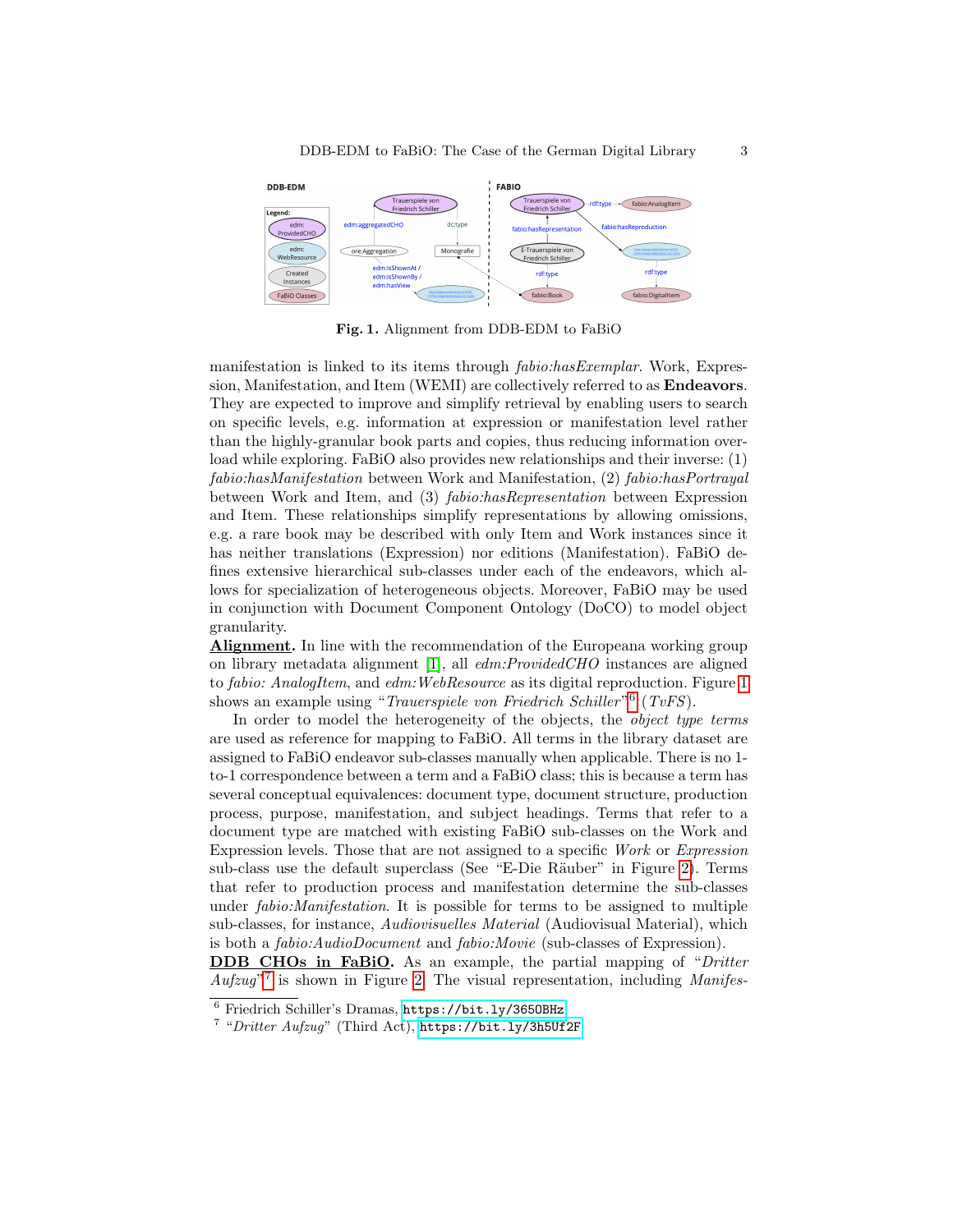**Fig. 1.** Alignment from DDB-EDM to FaBiO

manifestation is linked to its items through *fabio:hasExemplar*. Work, Expression, Manifestation, and Item (WEMI) are collectively referred to as **Endeavors**. They are expected to improve and simplify retrieval by enabling users to search on specific levels, e.g. information at expression or manifestation level rather than the highly-granular book parts and copies, thus reducing information overload while exploring. FaBiO also provides new relationships and their inverse: (1) *fabio:hasManifestation* between Work and Manifestation, (2) *fabio:hasPortrayal* between Work and Item, and (3) *fabio:hasRepresentation* between Expression and Item. These relationships simplify representations by allowing omissions, e.g. a rare book may be described with only Item and Work instances since it has neither translations (Expression) nor editions (Manifestation). FaBiO defines extensive hierarchical sub-classes under each of the endeavors, which allows for specialization of heterogeneous objects. Moreover, FaBiO may be used in conjunction with Document Component Ontology (DoCO) to model object granularity.

**Alignment.** In line with the recommendation of the Europeana working group on library metadata alignment [1], all *edm:ProvidedCHO* instances are aligned to *fabio: AnalogItem*, and *edm:WebResource* as its digital reproduction. Figure 1 shows an example using "*Trauerspiele von Friedrich Schiller*"[6] (*TvFS*).

In order to model the heterogeneity of the objects, the *object type terms* are used as reference for mapping to FaBiO. All terms in the library dataset are assigned to FaBiO endeavor sub-classes manually when applicable. There is no 1-to-1 correspondence between a term and a FaBiO class; this is because a term has several conceptual equivalences: document type, document structure, production process, purpose, manifestation, and subject headings. Terms that refer to a document type are matched with existing FaBiO sub-classes on the Work and Expression levels. Those that are not assigned to a specific *Work* or *Expression* sub-class use the default superclass (See "E-Die Räuber" in Figure 2). Terms that refer to production process and manifestation determine the sub-classes under *fabio:Manifestation*. It is possible for terms to be assigned to multiple sub-classes, for instance, *Audiovisuelles Material* (Audiovisual Material), which is both a *fabio:AudioDocument* and *fabio:Movie* (sub-classes of Expression).

**DDB CHOs in FaBiO.** As an example, the partial mapping of "*Dritter Aufzug*"[7] is shown in Figure 2. The visual representation, including *Manifes-*

[6] Friedrich Schiller's Dramas, https://bit.ly/365OBHz

[7] "*Dritter Aufzug*" (Third Act), https://bit.ly/3h5Uf2F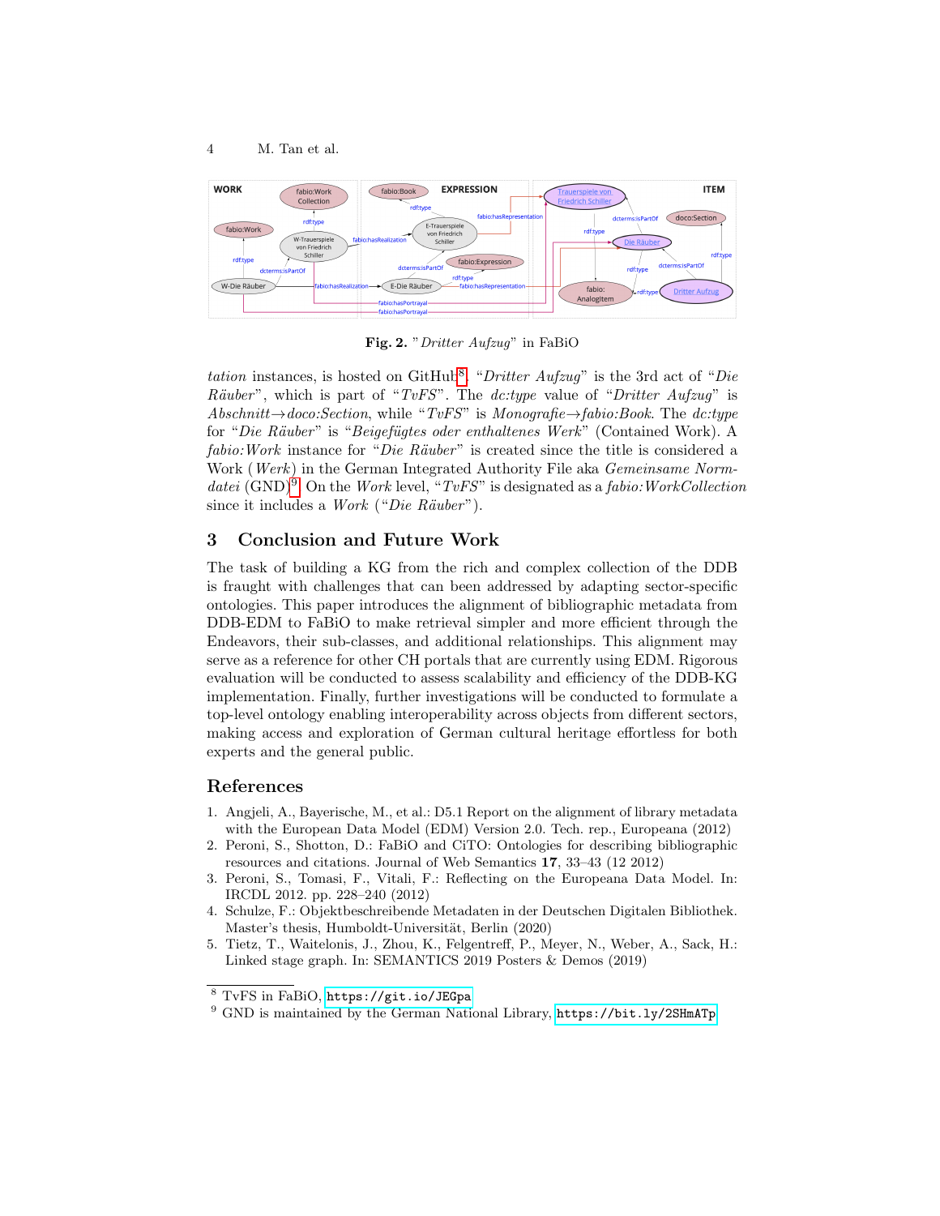WORK

fabio:Work Collection

rdf:type

fabio:Work

W-Trauerspiele von Friedrich Schiller

rdf:type

dcterms:isPartOf

W-Die Räuber

fabio:Book

EXPRESSION

rdf:type

E-Trauerspiele von Friedrich Schiller

fabio:hasRealization

fabio:Expression

dcterms:isPartOf

rdf:type

E-Die Räuber

fabio:hasRealization

fabio:hasRepresentation

fabio:hasRepresentation

fabio:hasPortrayal

fabio:hasPortrayal

ITEM

Trauerspiele von Friedrich Schiller

dcterms:isPartOf

doco:Section

rdf:type

Die Räuber

rdf:type

dcterms:isPartOf

rdf:type

fabio: AnalogItem

rdf:type

Dritter Aufzug

**Fig. 2.** "*Dritter Aufzug*" in FaBiO

*tation* instances, is hosted on GitHub[8]. "*Dritter Aufzug*" is the 3rd act of "*Die Räuber*", which is part of "*TvFS*". The *dc:type* value of "*Dritter Aufzug*" is *Abschnitt*→*doco:Section*, while "*TvFS*" is *Monografie*→*fabio:Book*. The *dc:type* for "*Die Räuber*" is "*Beigefügtes oder enthaltenes Werk*" (Contained Work). A *fabio:Work* instance for "*Die Räuber*" is created since the title is considered a Work (*Werk*) in the German Integrated Authority File aka *Gemeinsame Normdatei* (GND)[9]. On the *Work* level, "*TvFS*" is designated as a *fabio:WorkCollection* since it includes a *Work* ("*Die Räuber*").

## 3 Conclusion and Future Work

The task of building a KG from the rich and complex collection of the DDB is fraught with challenges that can been addressed by adapting sector-specific ontologies. This paper introduces the alignment of bibliographic metadata from DDB-EDM to FaBiO to make retrieval simpler and more efficient through the Endeavors, their sub-classes, and additional relationships. This alignment may serve as a reference for other CH portals that are currently using EDM. Rigorous evaluation will be conducted to assess scalability and efficiency of the DDB-KG implementation. Finally, further investigations will be conducted to formulate a top-level ontology enabling interoperability across objects from different sectors, making access and exploration of German cultural heritage effortless for both experts and the general public.

## References

1. Angjeli, A., Bayerische, M., et al.: D5.1 Report on the alignment of library metadata with the European Data Model (EDM) Version 2.0. Tech. rep., Europeana (2012)
2. Peroni, S., Shotton, D.: FaBiO and CiTO: Ontologies for describing bibliographic resources and citations. Journal of Web Semantics **17**, 33–43 (12 2012)
3. Peroni, S., Tomasi, F., Vitali, F.: Reflecting on the Europeana Data Model. In: IRCDL 2012. pp. 228–240 (2012)
4. Schulze, F.: Objektbeschreibende Metadaten in der Deutschen Digitalen Bibliothek. Master's thesis, Humboldt-Universität, Berlin (2020)
5. Tietz, T., Waitelonis, J., Zhou, K., Felgentreff, P., Meyer, N., Weber, A., Sack, H.: Linked stage graph. In: SEMANTICS 2019 Posters & Demos (2019)

[8] TvFS in FaBiO, https://git.io/JEGpa

[9] GND is maintained by the German National Library, https://bit.ly/2SHmATp